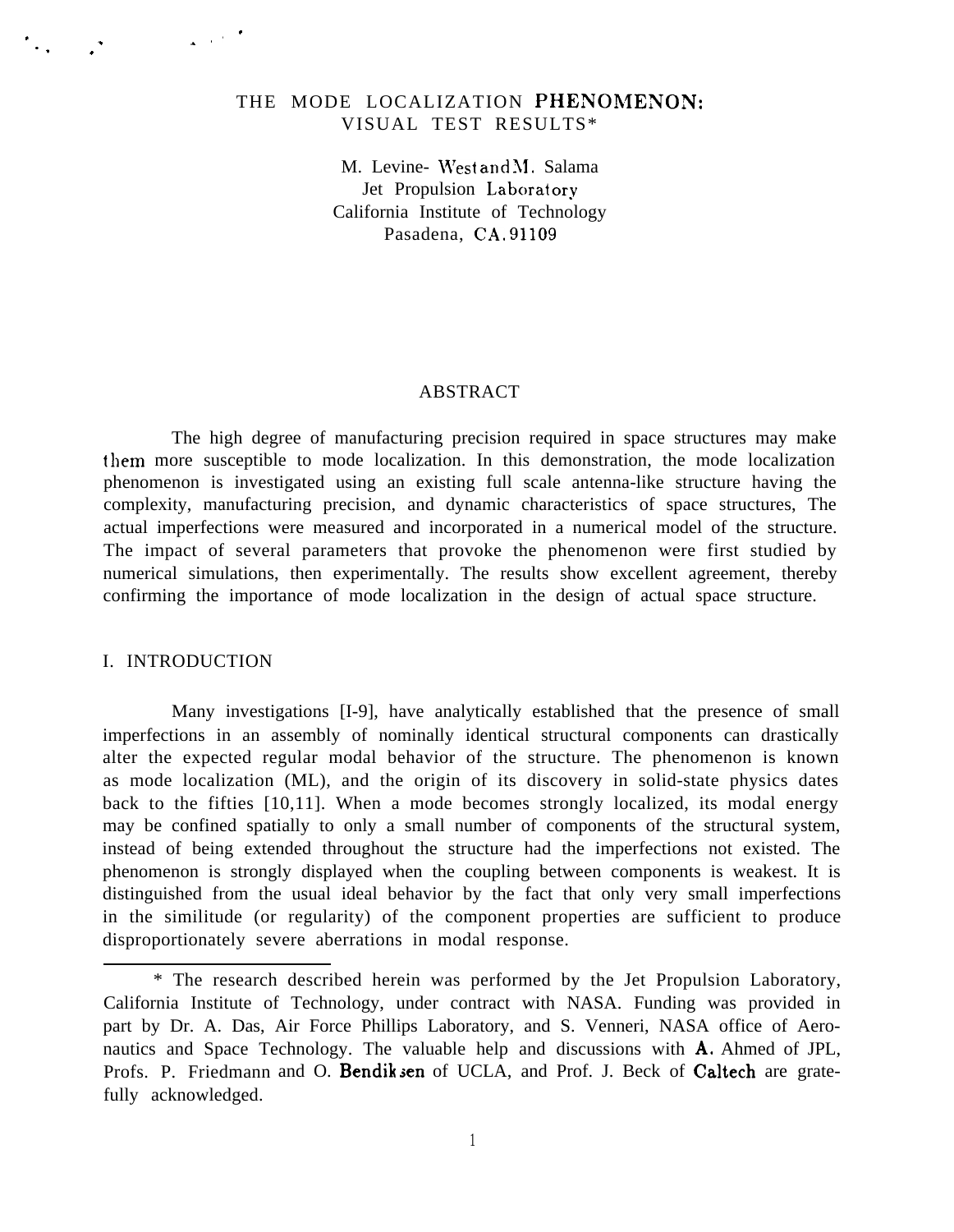# THE MODE LOCALIZATION PHENOMENON: VISUAL TEST RESULTS*

M. Levine- West and M. Salama
Jet Propulsion Laboratory
California Institute of Technology
Pasadena, CA. 91109

## ABSTRACT

The high degree of manufacturing precision required in space structures may make them more susceptible to mode localization. In this demonstration, the mode localization phenomenon is investigated using an existing full scale antenna-like structure having the complexity, manufacturing precision, and dynamic characteristics of space structures, The actual imperfections were measured and incorporated in a numerical model of the structure. The impact of several parameters that provoke the phenomenon were first studied by numerical simulations, then experimentally. The results show excellent agreement, thereby confirming the importance of mode localization in the design of actual space structure.

## I. INTRODUCTION

Many investigations [I-9], have analytically established that the presence of small imperfections in an assembly of nominally identical structural components can drastically alter the expected regular modal behavior of the structure. The phenomenon is known as mode localization (ML), and the origin of its discovery in solid-state physics dates back to the fifties [10,11]. When a mode becomes strongly localized, its modal energy may be confined spatially to only a small number of components of the structural system, instead of being extended throughout the structure had the imperfections not existed. The phenomenon is strongly displayed when the coupling between components is weakest. It is distinguished from the usual ideal behavior by the fact that only very small imperfections in the similitude (or regularity) of the component properties are sufficient to produce disproportionately severe aberrations in modal response.

---

* The research described herein was performed by the Jet Propulsion Laboratory, California Institute of Technology, under contract with NASA. Funding was provided in part by Dr. A. Das, Air Force Phillips Laboratory, and S. Venneri, NASA office of Aeronautics and Space Technology. The valuable help and discussions with A. Ahmed of JPL, Profs. P. Friedmann and O. Bendiksen of UCLA, and Prof. J. Beck of Caltech are gratefully acknowledged.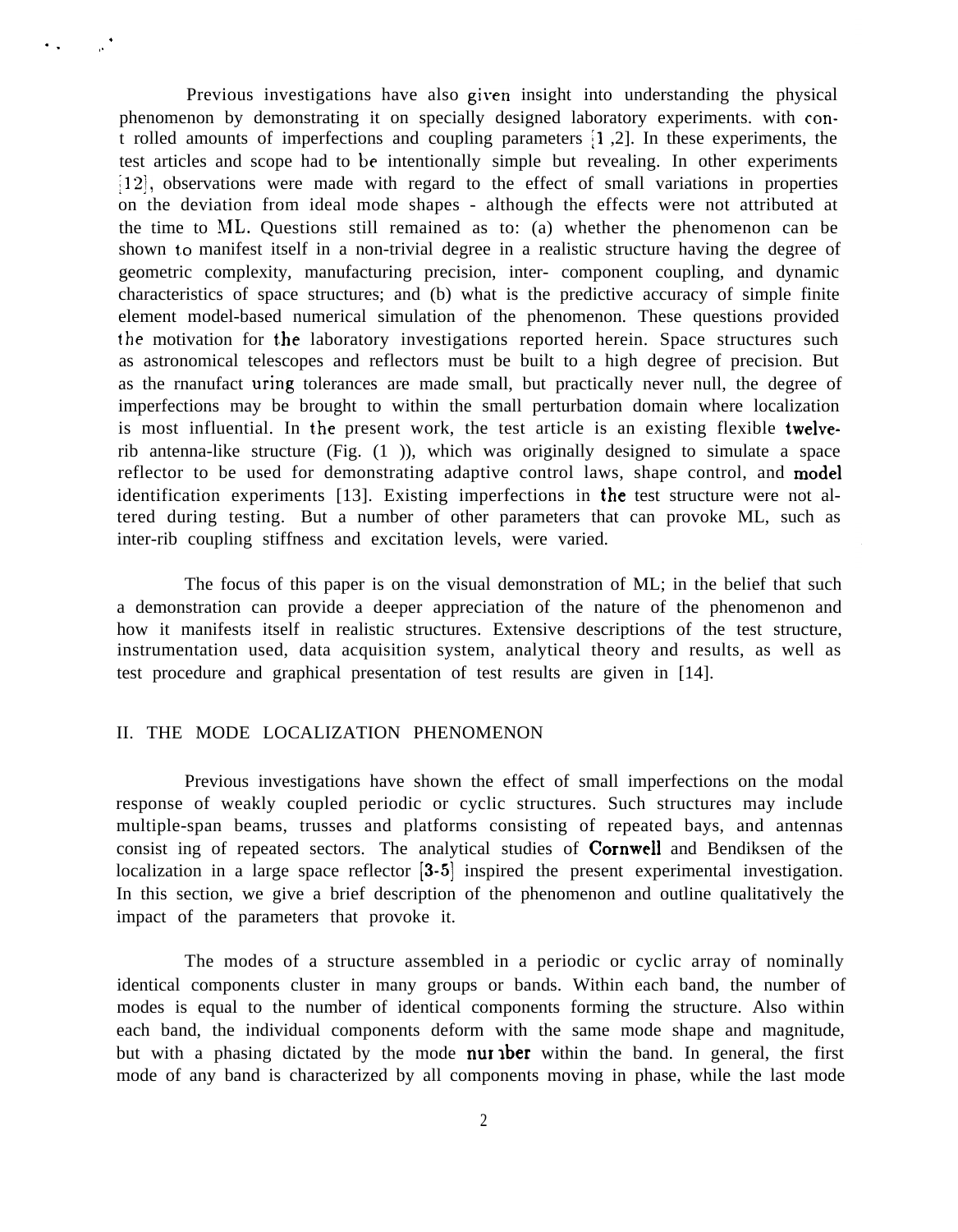Previous investigations have also given insight into understanding the physical phenomenon by demonstrating it on specially designed laboratory experiments. with controlled amounts of imperfections and coupling parameters [1 ,2]. In these experiments, the test articles and scope had to be intentionally simple but revealing. In other experiments [12], observations were made with regard to the effect of small variations in properties on the deviation from ideal mode shapes - although the effects were not attributed at the time to ML. Questions still remained as to: (a) whether the phenomenon can be shown to manifest itself in a non-trivial degree in a realistic structure having the degree of geometric complexity, manufacturing precision, inter- component coupling, and dynamic characteristics of space structures; and (b) what is the predictive accuracy of simple finite element model-based numerical simulation of the phenomenon. These questions provided the motivation for the laboratory investigations reported herein. Space structures such as astronomical telescopes and reflectors must be built to a high degree of precision. But as the manufacturing tolerances are made small, but practically never null, the degree of imperfections may be brought to within the small perturbation domain where localization is most influential. In the present work, the test article is an existing flexible twelve-rib antenna-like structure (Fig. (1 )), which was originally designed to simulate a space reflector to be used for demonstrating adaptive control laws, shape control, and model identification experiments [13]. Existing imperfections in the test structure were not altered during testing. But a number of other parameters that can provoke ML, such as inter-rib coupling stiffness and excitation levels, were varied.

The focus of this paper is on the visual demonstration of ML; in the belief that such a demonstration can provide a deeper appreciation of the nature of the phenomenon and how it manifests itself in realistic structures. Extensive descriptions of the test structure, instrumentation used, data acquisition system, analytical theory and results, as well as test procedure and graphical presentation of test results are given in [14].

## II. THE MODE LOCALIZATION PHENOMENON

Previous investigations have shown the effect of small imperfections on the modal response of weakly coupled periodic or cyclic structures. Such structures may include multiple-span beams, trusses and platforms consisting of repeated bays, and antennas consisting of repeated sectors. The analytical studies of Cornwell and Bendiksen of the localization in a large space reflector [3-5] inspired the present experimental investigation. In this section, we give a brief description of the phenomenon and outline qualitatively the impact of the parameters that provoke it.

The modes of a structure assembled in a periodic or cyclic array of nominally identical components cluster in many groups or bands. Within each band, the number of modes is equal to the number of identical components forming the structure. Also within each band, the individual components deform with the same mode shape and magnitude, but with a phasing dictated by the mode number within the band. In general, the first mode of any band is characterized by all components moving in phase, while the last mode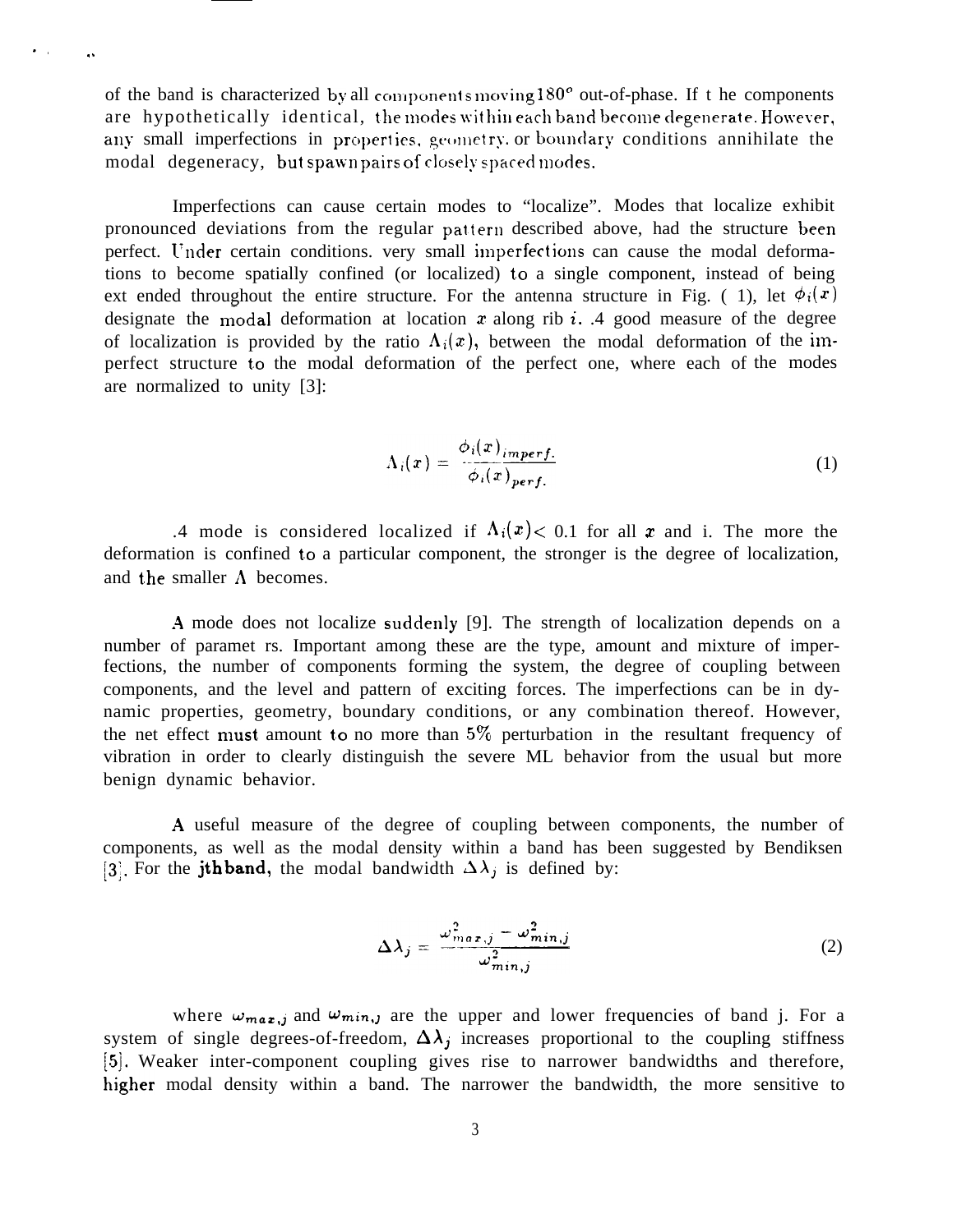of the band is characterized by all components moving 180° out-of-phase. If the components are hypothetically identical, the modes within each band become degenerate. However, any small imperfections in properties, geometry, or boundary conditions annihilate the modal degeneracy, but spawn pairs of closely spaced modes.

Imperfections can cause certain modes to "localize". Modes that localize exhibit pronounced deviations from the regular pattern described above, had the structure been perfect. Under certain conditions, very small imperfections can cause the modal deformations to become spatially confined (or localized) to a single component, instead of being extended throughout the entire structure. For the antenna structure in Fig. (1), let $\phi_i(x)$ designate the modal deformation at location $x$ along rib $i$. A good measure of the degree of localization is provided by the ratio $\Lambda_i(x)$, between the modal deformation of the imperfect structure to the modal deformation of the perfect one, where each of the modes are normalized to unity [3]:

$$\Lambda_i(x) = \frac{\phi_i(x)_{imperf.}}{\phi_i(x)_{perf.}} \tag{1}$$

A mode is considered localized if $\Lambda_i(x) < 0.1$ for all $x$ and i. The more the deformation is confined to a particular component, the stronger is the degree of localization, and the smaller $\Lambda$ becomes.

A mode does not localize suddenly [9]. The strength of localization depends on a number of parameters. Important among these are the type, amount and mixture of imperfections, the number of components forming the system, the degree of coupling between components, and the level and pattern of exciting forces. The imperfections can be in dynamic properties, geometry, boundary conditions, or any combination thereof. However, the net effect must amount to no more than 5% perturbation in the resultant frequency of vibration in order to clearly distinguish the severe ML behavior from the usual but more benign dynamic behavior.

A useful measure of the degree of coupling between components, the number of components, as well as the modal density within a band has been suggested by Bendiksen [3]. For the **jth band**, the modal bandwidth $\Delta\lambda_j$ is defined by:

$$\Delta\lambda_j = \frac{\omega_{max,j}^2 - \omega_{min,j}^2}{\omega_{min,j}^2} \tag{2}$$

where $\omega_{max,j}$ and $\omega_{min,j}$ are the upper and lower frequencies of band j. For a system of single degrees-of-freedom, $\Delta\lambda_j$ increases proportional to the coupling stiffness [5]. Weaker inter-component coupling gives rise to narrower bandwidths and therefore, higher modal density within a band. The narrower the bandwidth, the more sensitive to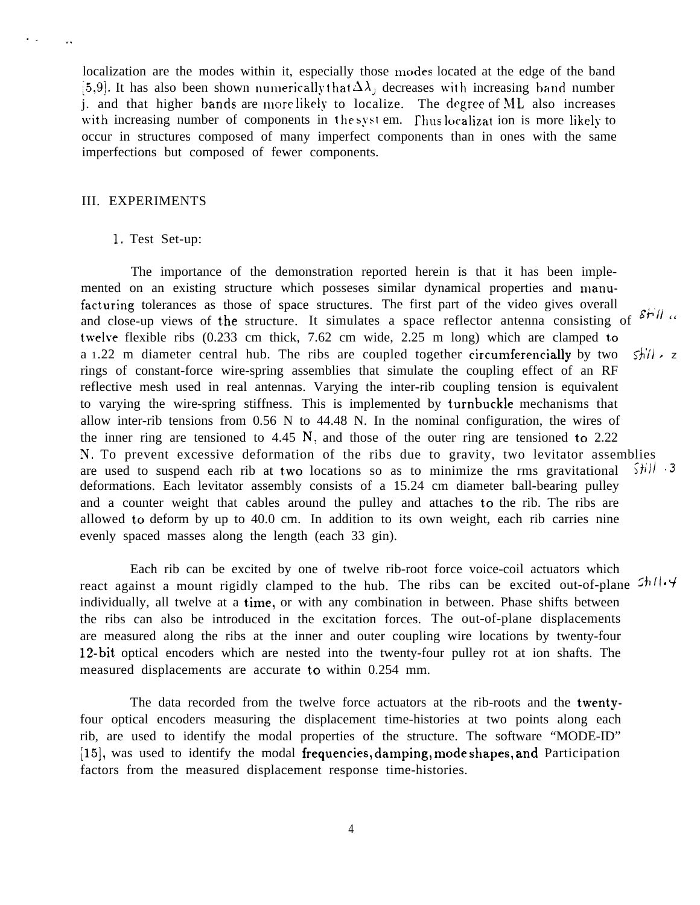localization are the modes within it, especially those modes located at the edge of the band [5,9]. It has also been shown numerically that $\Delta\lambda_j$ decreases with increasing band number j. and that higher bands are more likely to localize. The degree of ML also increases with increasing number of components in the system. Thus localization is more likely to occur in structures composed of many imperfect components than in ones with the same imperfections but composed of fewer components.

## III. EXPERIMENTS

### 1. Test Set-up:

The importance of the demonstration reported herein is that it has been implemented on an existing structure which posseses similar dynamical properties and manufacturing tolerances as those of space structures. The first part of the video gives overall and close-up views of the structure. It simulates a space reflector antenna consisting of twelve flexible ribs (0.233 cm thick, 7.62 cm wide, 2.25 m long) which are clamped to a 1.22 m diameter central hub. The ribs are coupled together circumferencially by two rings of constant-force wire-spring assemblies that simulate the coupling effect of an RF reflective mesh used in real antennas. Varying the inter-rib coupling tension is equivalent to varying the wire-spring stiffness. This is implemented by turnbuckle mechanisms that allow inter-rib tensions from 0.56 N to 44.48 N. In the nominal configuration, the wires of the inner ring are tensioned to 4.45 N, and those of the outer ring are tensioned to 2.22 N. To prevent excessive deformation of the ribs due to gravity, two levitator assemblies are used to suspend each rib at two locations so as to minimize the rms gravitational deformations. Each levitator assembly consists of a 15.24 cm diameter ball-bearing pulley and a counter weight that cables around the pulley and attaches to the rib. The ribs are allowed to deform by up to 40.0 cm. In addition to its own weight, each rib carries nine evenly spaced masses along the length (each 33 gin).

Each rib can be excited by one of twelve rib-root force voice-coil actuators which react against a mount rigidly clamped to the hub. The ribs can be excited out-of-plane individually, all twelve at a time, or with any combination in between. Phase shifts between the ribs can also be introduced in the excitation forces. The out-of-plane displacements are measured along the ribs at the inner and outer coupling wire locations by twenty-four 12-bit optical encoders which are nested into the twenty-four pulley rot at ion shafts. The measured displacements are accurate to within 0.254 mm.

The data recorded from the twelve force actuators at the rib-roots and the twenty-four optical encoders measuring the displacement time-histories at two points along each rib, are used to identify the modal properties of the structure. The software "MODE-ID" [15], was used to identify the modal frequencies, damping, mode shapes, and Participation factors from the measured displacement response time-histories.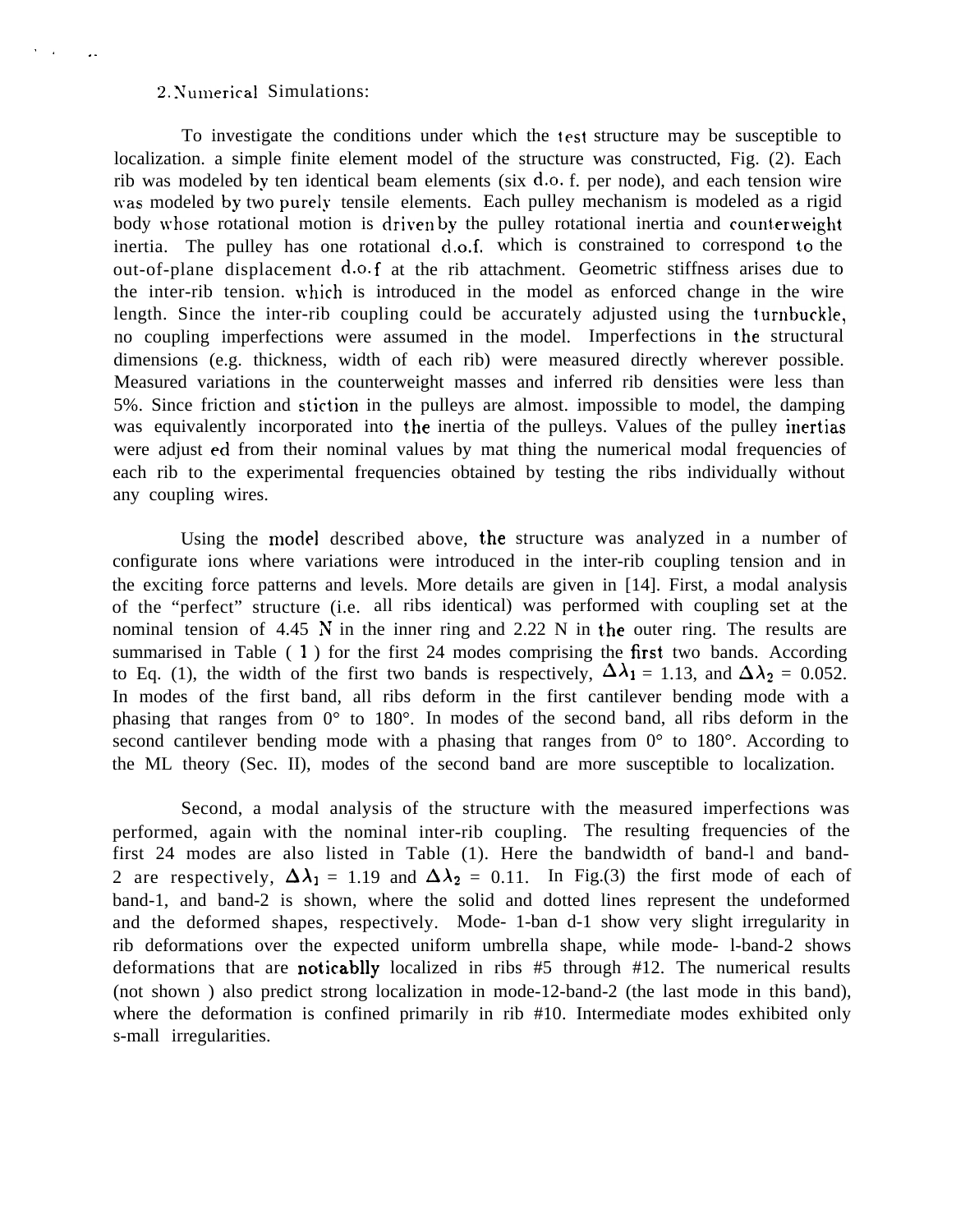## 2. Numerical Simulations:

To investigate the conditions under which the test structure may be susceptible to localization. a simple finite element model of the structure was constructed, Fig. (2). Each rib was modeled by ten identical beam elements (six d.o. f. per node), and each tension wire was modeled by two purely tensile elements. Each pulley mechanism is modeled as a rigid body whose rotational motion is driven by the pulley rotational inertia and counterweight inertia. The pulley has one rotational d.o.f. which is constrained to correspond to the out-of-plane displacement d.o.f at the rib attachment. Geometric stiffness arises due to the inter-rib tension. which is introduced in the model as enforced change in the wire length. Since the inter-rib coupling could be accurately adjusted using the turnbuckle, no coupling imperfections were assumed in the model. Imperfections in the structural dimensions (e.g. thickness, width of each rib) were measured directly wherever possible. Measured variations in the counterweight masses and inferred rib densities were less than 5%. Since friction and stiction in the pulleys are almost. impossible to model, the damping was equivalently incorporated into the inertia of the pulleys. Values of the pulley inertias were adjust ed from their nominal values by mat thing the numerical modal frequencies of each rib to the experimental frequencies obtained by testing the ribs individually without any coupling wires.

Using the model described above, the structure was analyzed in a number of configurate ions where variations were introduced in the inter-rib coupling tension and in the exciting force patterns and levels. More details are given in [14]. First, a modal analysis of the "perfect" structure (i.e. all ribs identical) was performed with coupling set at the nominal tension of 4.45 N in the inner ring and 2.22 N in the outer ring. The results are summarised in Table ( 1 ) for the first 24 modes comprising the first two bands. According to Eq. (1), the width of the first two bands is respectively, $\Delta\lambda_1$ = 1.13, and $\Delta\lambda_2$ = 0.052. In modes of the first band, all ribs deform in the first cantilever bending mode with a phasing that ranges from 0° to 180°. In modes of the second band, all ribs deform in the second cantilever bending mode with a phasing that ranges from 0° to 180°. According to the ML theory (Sec. II), modes of the second band are more susceptible to localization.

Second, a modal analysis of the structure with the measured imperfections was performed, again with the nominal inter-rib coupling. The resulting frequencies of the first 24 modes are also listed in Table (1). Here the bandwidth of band-l and band-2 are respectively, $\Delta\lambda_1$ = 1.19 and $\Delta\lambda_2$ = 0.11. In Fig.(3) the first mode of each of band-1, and band-2 is shown, where the solid and dotted lines represent the undeformed and the deformed shapes, respectively. Mode- 1-ban d-1 show very slight irregularity in rib deformations over the expected uniform umbrella shape, while mode- l-band-2 shows deformations that are noticablly localized in ribs #5 through #12. The numerical results (not shown ) also predict strong localization in mode-12-band-2 (the last mode in this band), where the deformation is confined primarily in rib #10. Intermediate modes exhibited only s-mall irregularities.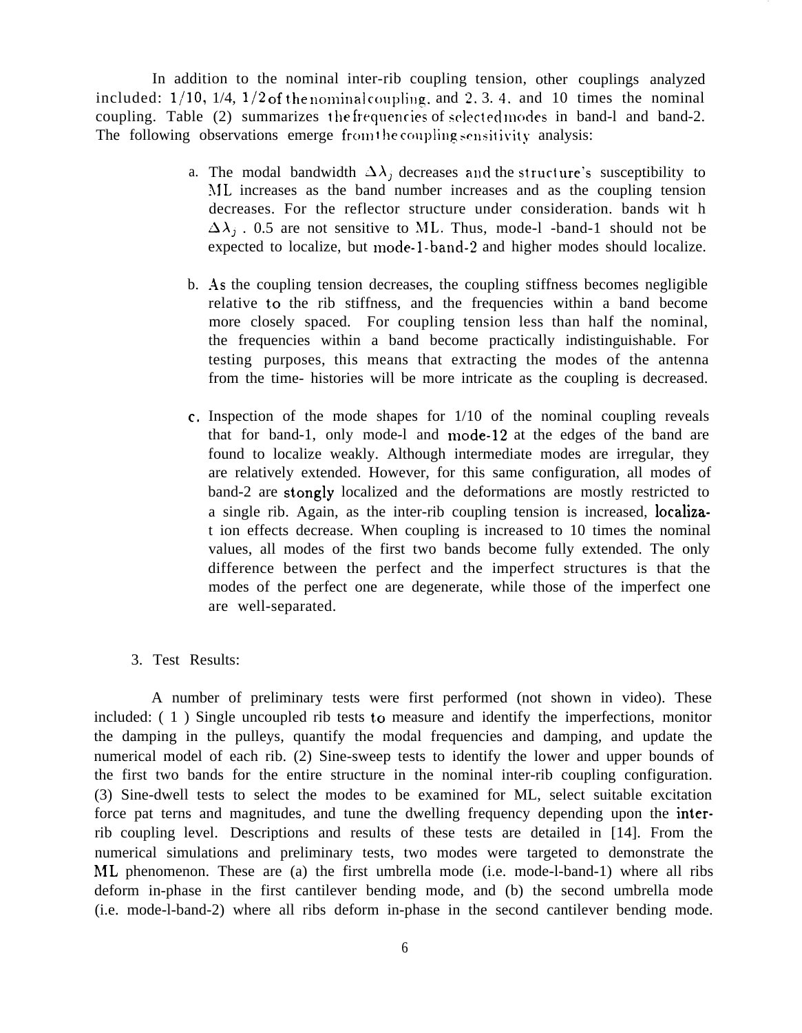In addition to the nominal inter-rib coupling tension, other couplings analyzed included: 1/10, 1/4, 1/2 of the nominal coupling, and 2, 3, 4, and 10 times the nominal coupling. Table (2) summarizes the frequencies of selected modes in band-l and band-2. The following observations emerge from the coupling sensitivity analysis:

a. The modal bandwidth $\Delta\lambda_j$ decreases and the structure's susceptibility to ML increases as the band number increases and as the coupling tension decreases. For the reflector structure under consideration, bands with $\Delta\lambda_j$ . 0.5 are not sensitive to ML. Thus, mode-l -band-1 should not be expected to localize, but mode-1-band-2 and higher modes should localize.

b. As the coupling tension decreases, the coupling stiffness becomes negligible relative to the rib stiffness, and the frequencies within a band become more closely spaced. For coupling tension less than half the nominal, the frequencies within a band become practically indistinguishable. For testing purposes, this means that extracting the modes of the antenna from the time- histories will be more intricate as the coupling is decreased.

c. Inspection of the mode shapes for 1/10 of the nominal coupling reveals that for band-1, only mode-l and mode-12 at the edges of the band are found to localize weakly. Although intermediate modes are irregular, they are relatively extended. However, for this same configuration, all modes of band-2 are stongly localized and the deformations are mostly restricted to a single rib. Again, as the inter-rib coupling tension is increased, localization effects decrease. When coupling is increased to 10 times the nominal values, all modes of the first two bands become fully extended. The only difference between the perfect and the imperfect structures is that the modes of the perfect one are degenerate, while those of the imperfect one are well-separated.

3. Test Results:

A number of preliminary tests were first performed (not shown in video). These included: (1) Single uncoupled rib tests to measure and identify the imperfections, monitor the damping in the pulleys, quantify the modal frequencies and damping, and update the numerical model of each rib. (2) Sine-sweep tests to identify the lower and upper bounds of the first two bands for the entire structure in the nominal inter-rib coupling configuration. (3) Sine-dwell tests to select the modes to be examined for ML, select suitable excitation force patterns and magnitudes, and tune the dwelling frequency depending upon the inter-rib coupling level. Descriptions and results of these tests are detailed in [14]. From the numerical simulations and preliminary tests, two modes were targeted to demonstrate the ML phenomenon. These are (a) the first umbrella mode (i.e. mode-l-band-1) where all ribs deform in-phase in the first cantilever bending mode, and (b) the second umbrella mode (i.e. mode-l-band-2) where all ribs deform in-phase in the second cantilever bending mode.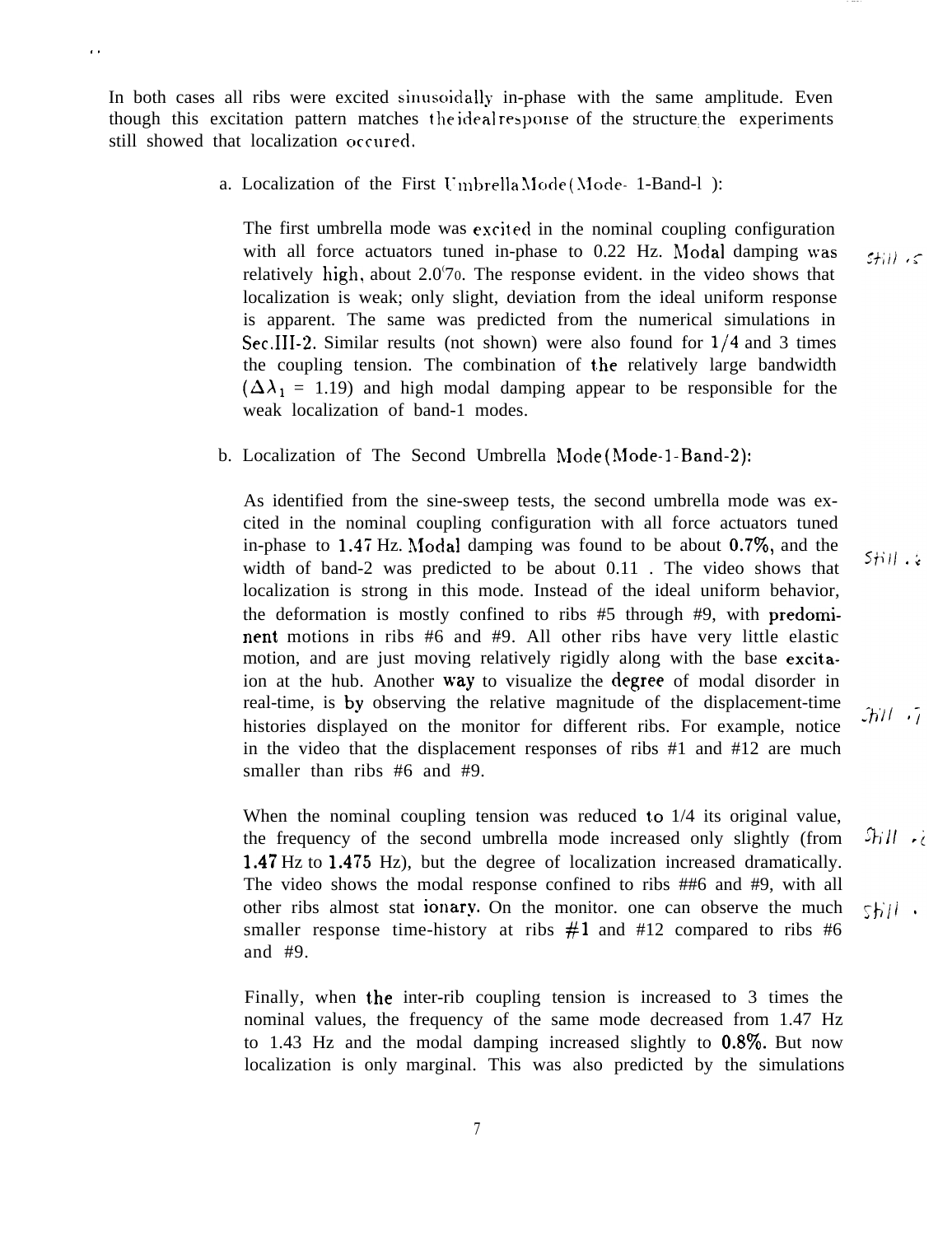In both cases all ribs were excited sinusoidally in-phase with the same amplitude. Even though this excitation pattern matches the ideal response of the structure the experiments still showed that localization occured.

a. Localization of the First Umbrella Mode (Mode- 1-Band-l ):

The first umbrella mode was excited in the nominal coupling configuration with all force actuators tuned in-phase to 0.22 Hz. Modal damping was relatively high, about 2.0%. The response evident. in the video shows that localization is weak; only slight, deviation from the ideal uniform response is apparent. The same was predicted from the numerical simulations in Sec.III-2. Similar results (not shown) were also found for 1/4 and 3 times the coupling tension. The combination of the relatively large bandwidth ($\Delta\lambda_1$ = 1.19) and high modal damping appear to be responsible for the weak localization of band-1 modes.

b. Localization of The Second Umbrella Mode (Mode-1-Band-2):

As identified from the sine-sweep tests, the second umbrella mode was excited in the nominal coupling configuration with all force actuators tuned in-phase to 1.47 Hz. Modal damping was found to be about 0.7%, and the width of band-2 was predicted to be about 0.11 . The video shows that localization is strong in this mode. Instead of the ideal uniform behavior, the deformation is mostly confined to ribs #5 through #9, with predominent motions in ribs #6 and #9. All other ribs have very little elastic motion, and are just moving relatively rigidly along with the base excitaion at the hub. Another way to visualize the degree of modal disorder in real-time, is by observing the relative magnitude of the displacement-time histories displayed on the monitor for different ribs. For example, notice in the video that the displacement responses of ribs #1 and #12 are much smaller than ribs #6 and #9.

When the nominal coupling tension was reduced to 1/4 its original value, the frequency of the second umbrella mode increased only slightly (from 1.47 Hz to 1.475 Hz), but the degree of localization increased dramatically. The video shows the modal response confined to ribs ##6 and #9, with all other ribs almost stat ionary. On the monitor. one can observe the much smaller response time-history at ribs #1 and #12 compared to ribs #6 and #9.

Finally, when the inter-rib coupling tension is increased to 3 times the nominal values, the frequency of the same mode decreased from 1.47 Hz to 1.43 Hz and the modal damping increased slightly to 0.8%. But now localization is only marginal. This was also predicted by the simulations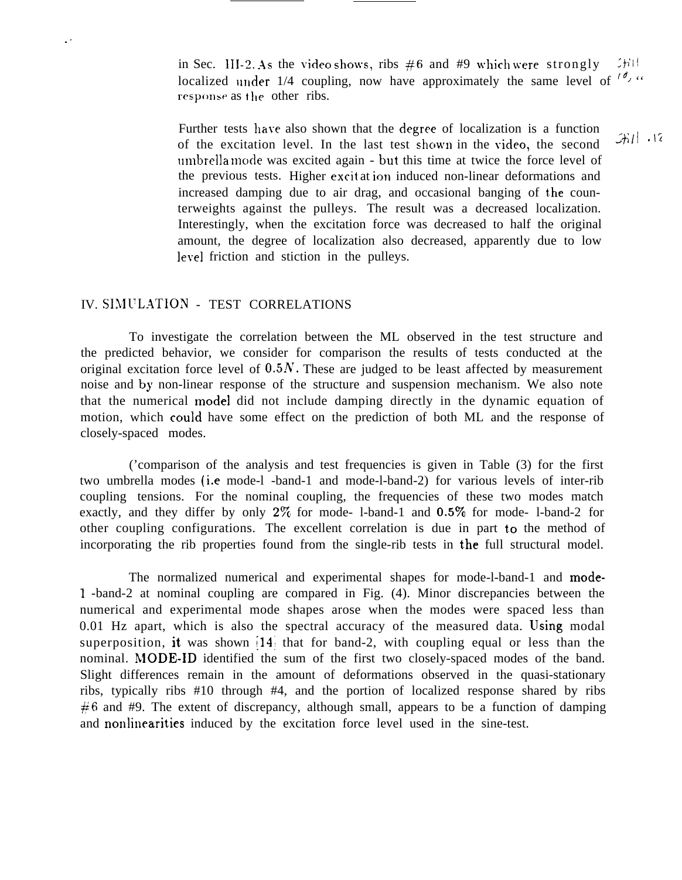in Sec. III-2. As the video shows, ribs #6 and #9 which were strongly localized under 1/4 coupling, now have approximately the same level of response as the other ribs.

Further tests have also shown that the degree of localization is a function of the excitation level. In the last test shown in the video, the second umbrella mode was excited again - but this time at twice the force level of the previous tests. Higher excitation induced non-linear deformations and increased damping due to air drag, and occasional banging of the counterweights against the pulleys. The result was a decreased localization. Interestingly, when the excitation force was decreased to half the original amount, the degree of localization also decreased, apparently due to low level friction and stiction in the pulleys.

## IV. SIMULATION - TEST CORRELATIONS

To investigate the correlation between the ML observed in the test structure and the predicted behavior, we consider for comparison the results of tests conducted at the original excitation force level of $0.5N$. These are judged to be least affected by measurement noise and by non-linear response of the structure and suspension mechanism. We also note that the numerical model did not include damping directly in the dynamic equation of motion, which could have some effect on the prediction of both ML and the response of closely-spaced modes.

Comparison of the analysis and test frequencies is given in Table (3) for the first two umbrella modes (i.e mode-1-band-1 and mode-1-band-2) for various levels of inter-rib coupling tensions. For the nominal coupling, the frequencies of these two modes match exactly, and they differ by only 2% for mode-1-band-1 and 0.5% for mode-1-band-2 for other coupling configurations. The excellent correlation is due in part to the method of incorporating the rib properties found from the single-rib tests in the full structural model.

The normalized numerical and experimental shapes for mode-1-band-1 and mode-1-band-2 at nominal coupling are compared in Fig. (4). Minor discrepancies between the numerical and experimental mode shapes arose when the modes were spaced less than 0.01 Hz apart, which is also the spectral accuracy of the measured data. Using modal superposition, it was shown [14] that for band-2, with coupling equal or less than the nominal. MODE-ID identified the sum of the first two closely-spaced modes of the band. Slight differences remain in the amount of deformations observed in the quasi-stationary ribs, typically ribs #10 through #4, and the portion of localized response shared by ribs #6 and #9. The extent of discrepancy, although small, appears to be a function of damping and nonlinearities induced by the excitation force level used in the sine-test.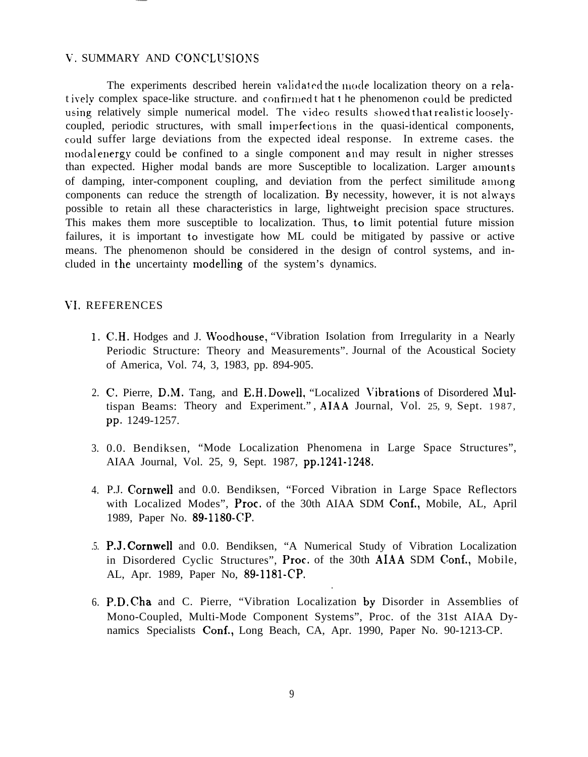## V. SUMMARY AND CONCLUSIONS

The experiments described herein validated the mode localization theory on a relatively complex space-like structure. and confirmed that the phenomenon could be predicted using relatively simple numerical model. The video results showed that realistic loosely-coupled, periodic structures, with small imperfections in the quasi-identical components, could suffer large deviations from the expected ideal response. In extreme cases. the modal energy could be confined to a single component and may result in nigher stresses than expected. Higher modal bands are more Susceptible to localization. Larger amounts of damping, inter-component coupling, and deviation from the perfect similitude among components can reduce the strength of localization. By necessity, however, it is not always possible to retain all these characteristics in large, lightweight precision space structures. This makes them more susceptible to localization. Thus, to limit potential future mission failures, it is important to investigate how ML could be mitigated by passive or active means. The phenomenon should be considered in the design of control systems, and included in the uncertainty modelling of the system's dynamics.

## VI. REFERENCES

1. C.H. Hodges and J. Woodhouse, "Vibration Isolation from Irregularity in a Nearly Periodic Structure: Theory and Measurements". Journal of the Acoustical Society of America, Vol. 74, 3, 1983, pp. 894-905.

2. C. Pierre, D.M. Tang, and E.H. Dowell, "Localized Vibrations of Disordered Multispan Beams: Theory and Experiment.", AIAA Journal, Vol. 25, 9, Sept. 1987, pp. 1249-1257.

3. 0.0. Bendiksen, "Mode Localization Phenomena in Large Space Structures", AIAA Journal, Vol. 25, 9, Sept. 1987, pp.1241-1248.

4. P.J. Cornwell and 0.0. Bendiksen, "Forced Vibration in Large Space Reflectors with Localized Modes", Proc. of the 30th AIAA SDM Conf., Mobile, AL, April 1989, Paper No. 89-1180-CP.

5. P.J. Cornwell and 0.0. Bendiksen, "A Numerical Study of Vibration Localization in Disordered Cyclic Structures", Proc. of the 30th AIAA SDM Conf., Mobile, AL, Apr. 1989, Paper No, 89-1181-CP.

6. P.D. Cha and C. Pierre, "Vibration Localization by Disorder in Assemblies of Mono-Coupled, Multi-Mode Component Systems", Proc. of the 31st AIAA Dynamics Specialists Conf., Long Beach, CA, Apr. 1990, Paper No. 90-1213-CP.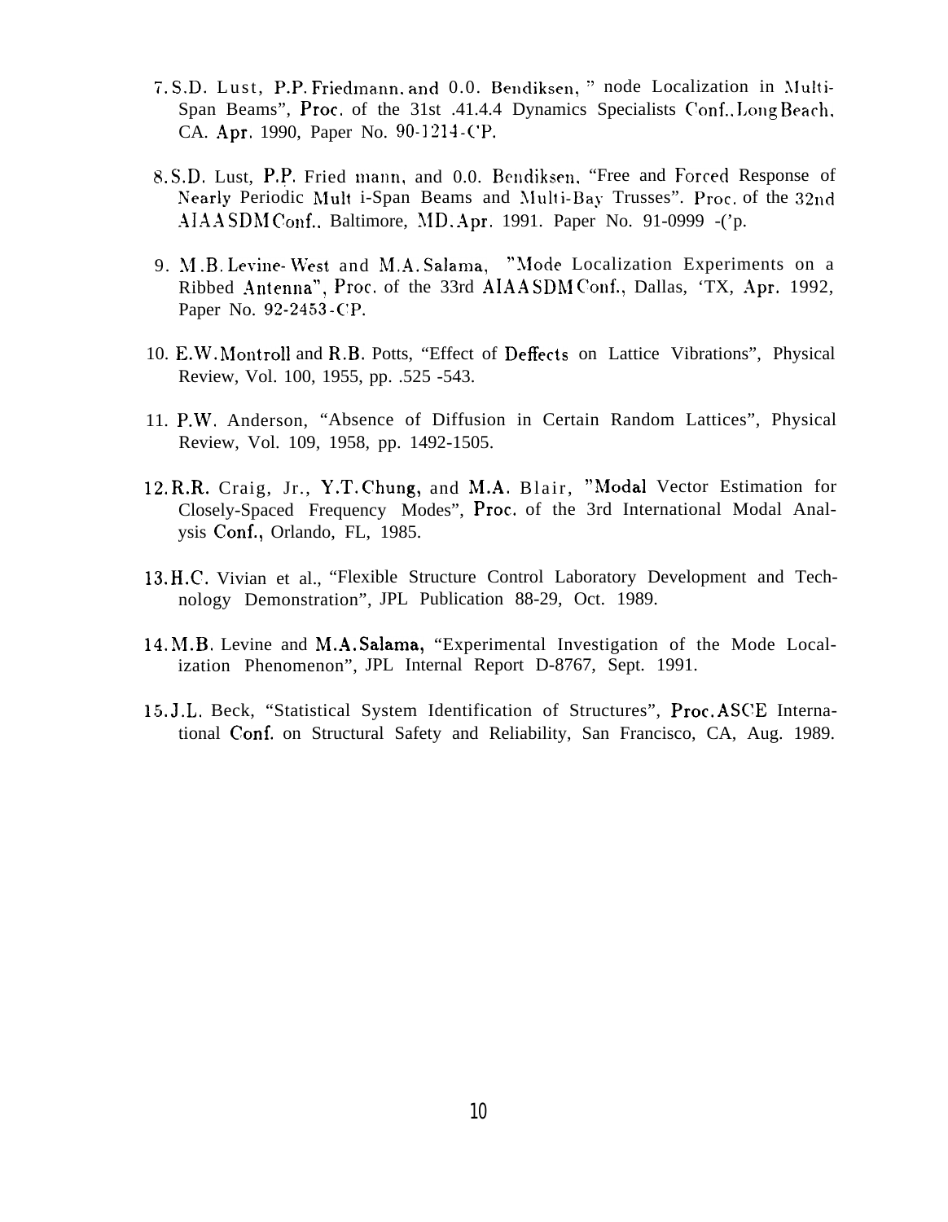7. S.D. Lust, P.P. Friedmann, and 0.0. Bendiksen, " node Localization in Multi-Span Beams", Proc. of the 31st .41.4.4 Dynamics Specialists Conf., Long Beach, CA. Apr. 1990, Paper No. 90-1214-CP.

8. S.D. Lust, P.P. Fried mann, and 0.0. Bendiksen, "Free and Forced Response of Nearly Periodic Mult i-Span Beams and Multi-Bay Trusses". Proc. of the 32nd AIAA SDM Conf., Baltimore, MD. Apr. 1991. Paper No. 91-0999 -('p.

9. M.B. Levine-West and M.A. Salama, "Mode Localization Experiments on a Ribbed Antenna", Proc. of the 33rd AIAA SDM Conf., Dallas, 'TX, Apr. 1992, Paper No. 92-2453-CP.

10. E.W. Montroll and R.B. Potts, "Effect of Deffects on Lattice Vibrations", Physical Review, Vol. 100, 1955, pp. .525 -543.

11. P.W. Anderson, "Absence of Diffusion in Certain Random Lattices", Physical Review, Vol. 109, 1958, pp. 1492-1505.

12. R.R. Craig, Jr., Y.T. Chung, and M.A. Blair, "Modal Vector Estimation for Closely-Spaced Frequency Modes", Proc. of the 3rd International Modal Analysis Conf., Orlando, FL, 1985.

13. H.C. Vivian et al., "Flexible Structure Control Laboratory Development and Technology Demonstration", JPL Publication 88-29, Oct. 1989.

14. M.B. Levine and M.A. Salama, "Experimental Investigation of the Mode Localization Phenomenon", JPL Internal Report D-8767, Sept. 1991.

15. J.L. Beck, "Statistical System Identification of Structures", Proc. ASCE International Conf. on Structural Safety and Reliability, San Francisco, CA, Aug. 1989.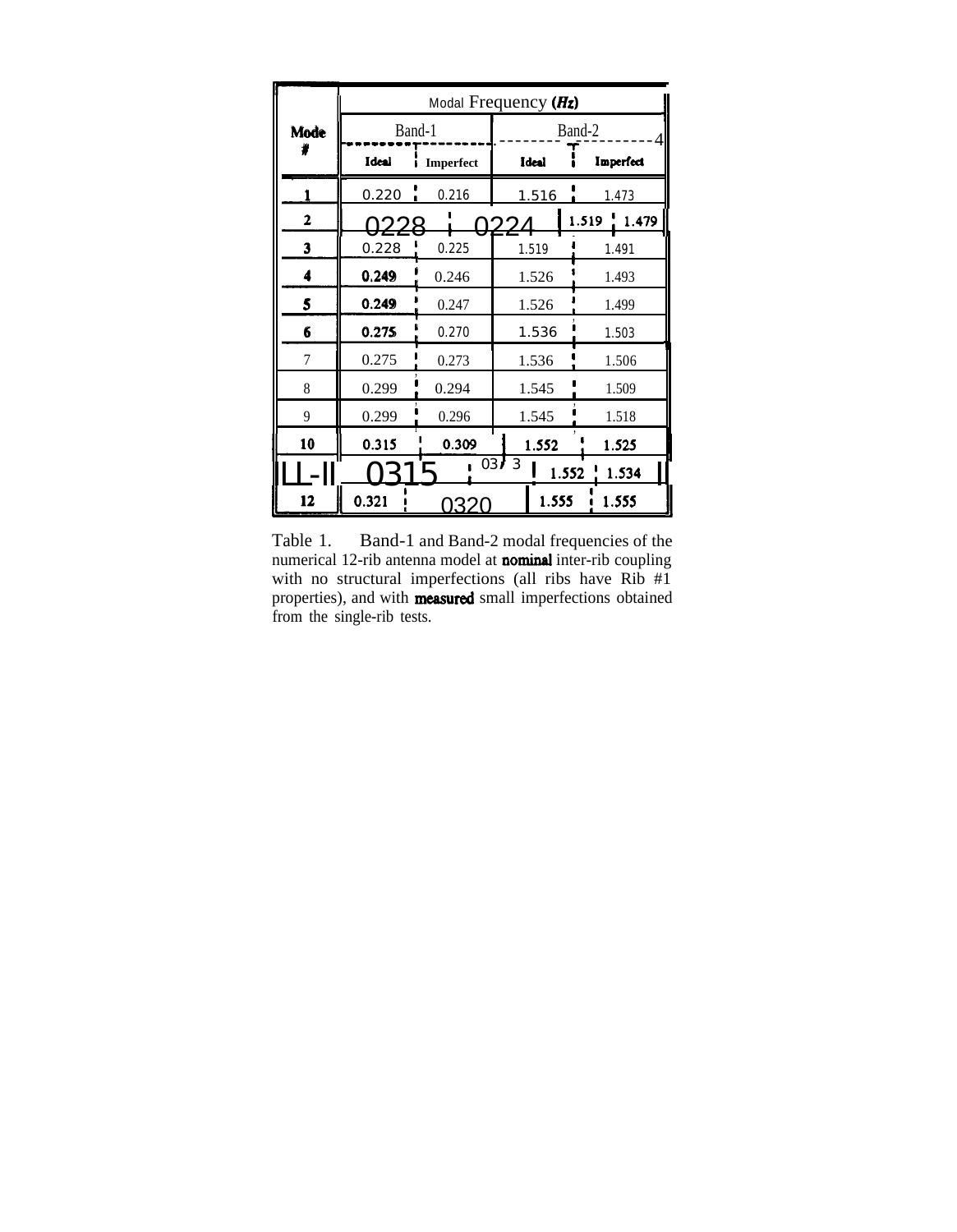| Mode # | Modal Frequency (Hz) | | | |
|---|---|---|---|---|
| | Band-1 | | Band-2 | |
| | Ideal | Imperfect | Ideal | Imperfect |
| 1 | 0.220 | 0.216 | 1.516 | 1.473 |
| 2 | 0228 | 0224 | 1.519 | 1.479 |
| 3 | 0.228 | 0.225 | 1.519 | 1.491 |
| 4 | 0.249 | 0.246 | 1.526 | 1.493 |
| 5 | 0.249 | 0.247 | 1.526 | 1.499 |
| 6 | 0.275 | 0.270 | 1.536 | 1.503 |
| 7 | 0.275 | 0.273 | 1.536 | 1.506 |
| 8 | 0.299 | 0.294 | 1.545 | 1.509 |
| 9 | 0.299 | 0.296 | 1.545 | 1.518 |
| 10 | 0.315 | 0.309 | 1.552 | 1.525 |
| 11 | 0315 | 03/3 | 1.552 | 1.534 |
| 12 | 0.321 | 0320 | 1.555 | 1.555 |

Table 1. Band-1 and Band-2 modal frequencies of the numerical 12-rib antenna model at nominal inter-rib coupling with no structural imperfections (all ribs have Rib #1 properties), and with measured small imperfections obtained from the single-rib tests.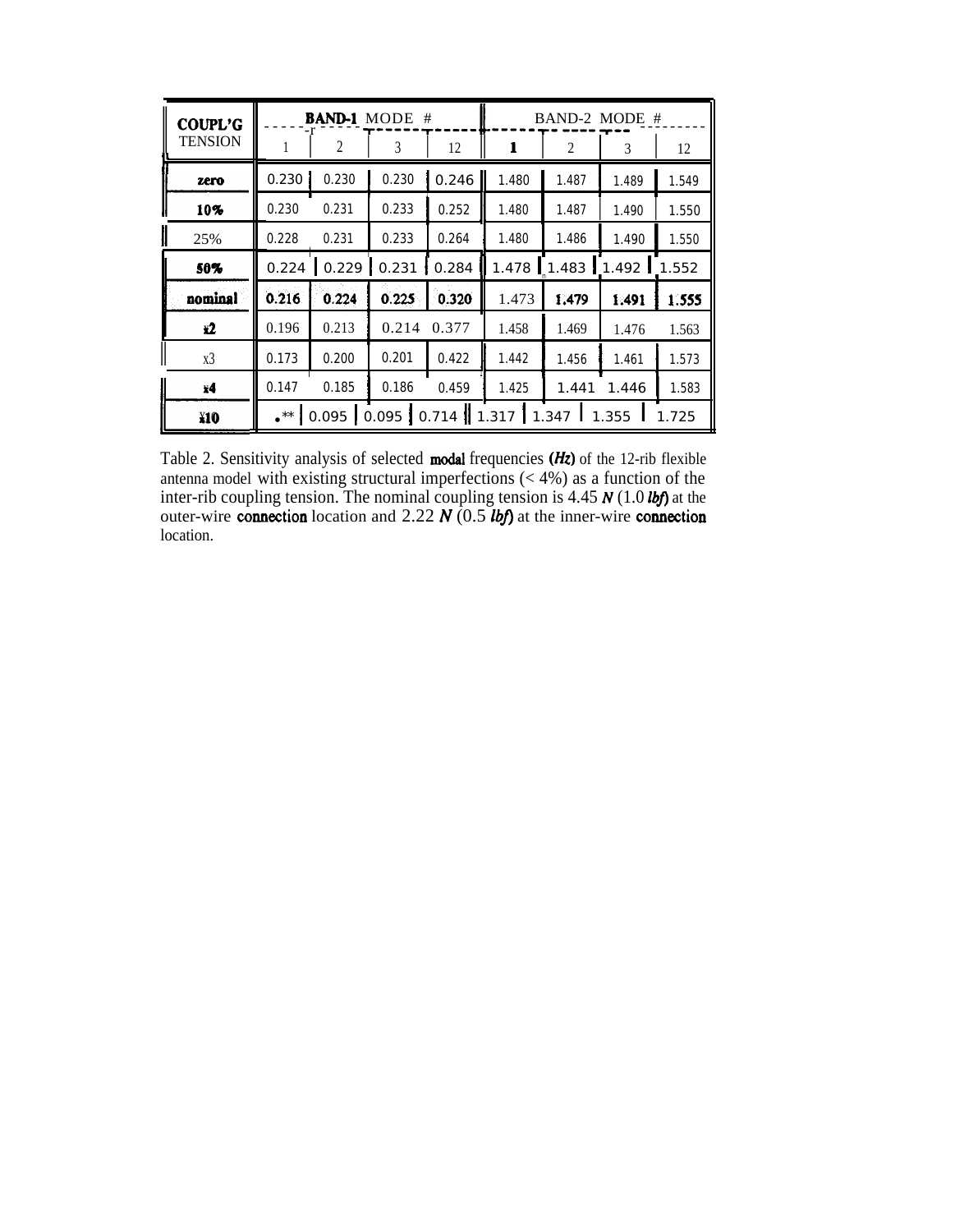| COUPL'G TENSION | BAND-1 MODE # | | | | BAND-2 MODE # | | | |
|---|---|---|---|---|---|---|---|---|
| | 1 | 2 | 3 | 12 | 1 | 2 | 3 | 12 |
| **zero** | 0.230 | 0.230 | 0.230 | 0.246 | 1.480 | 1.487 | 1.489 | 1.549 |
| **10%** | 0.230 | 0.231 | 0.233 | 0.252 | 1.480 | 1.487 | 1.490 | 1.550 |
| 25% | 0.228 | 0.231 | 0.233 | 0.264 | 1.480 | 1.486 | 1.490 | 1.550 |
| **50%** | 0.224 | 0.229 | 0.231 | 0.284 | 1.478 | 1.483 | 1.492 | 1.552 |
| **nominal** | **0.216** | **0.224** | **0.225** | **0.320** | 1.473 | **1.479** | **1.491** | **1.555** |
| **x2** | 0.196 | 0.213 | 0.214 | 0.377 | 1.458 | 1.469 | 1.476 | 1.563 |
| x3 | 0.173 | 0.200 | 0.201 | 0.422 | 1.442 | 1.456 | 1.461 | 1.573 |
| **x4** | 0.147 | 0.185 | 0.186 | 0.459 | 1.425 | 1.441 | 1.446 | 1.583 |
| **x10** | .** | 0.095 | 0.095 | 0.714 | 1.317 | 1.347 | 1.355 | 1.725 |

Table 2. Sensitivity analysis of selected **modal** frequencies ***(Hz)*** of the 12-rib flexible antenna model with existing structural imperfections (< 4%) as a function of the inter-rib coupling tension. The nominal coupling tension is 4.45 ***N*** (1.0 ***lbf***) at the outer-wire **connection** location and 2.22 ***N*** (0.5 ***lbf***) at the inner-wire **connection** location.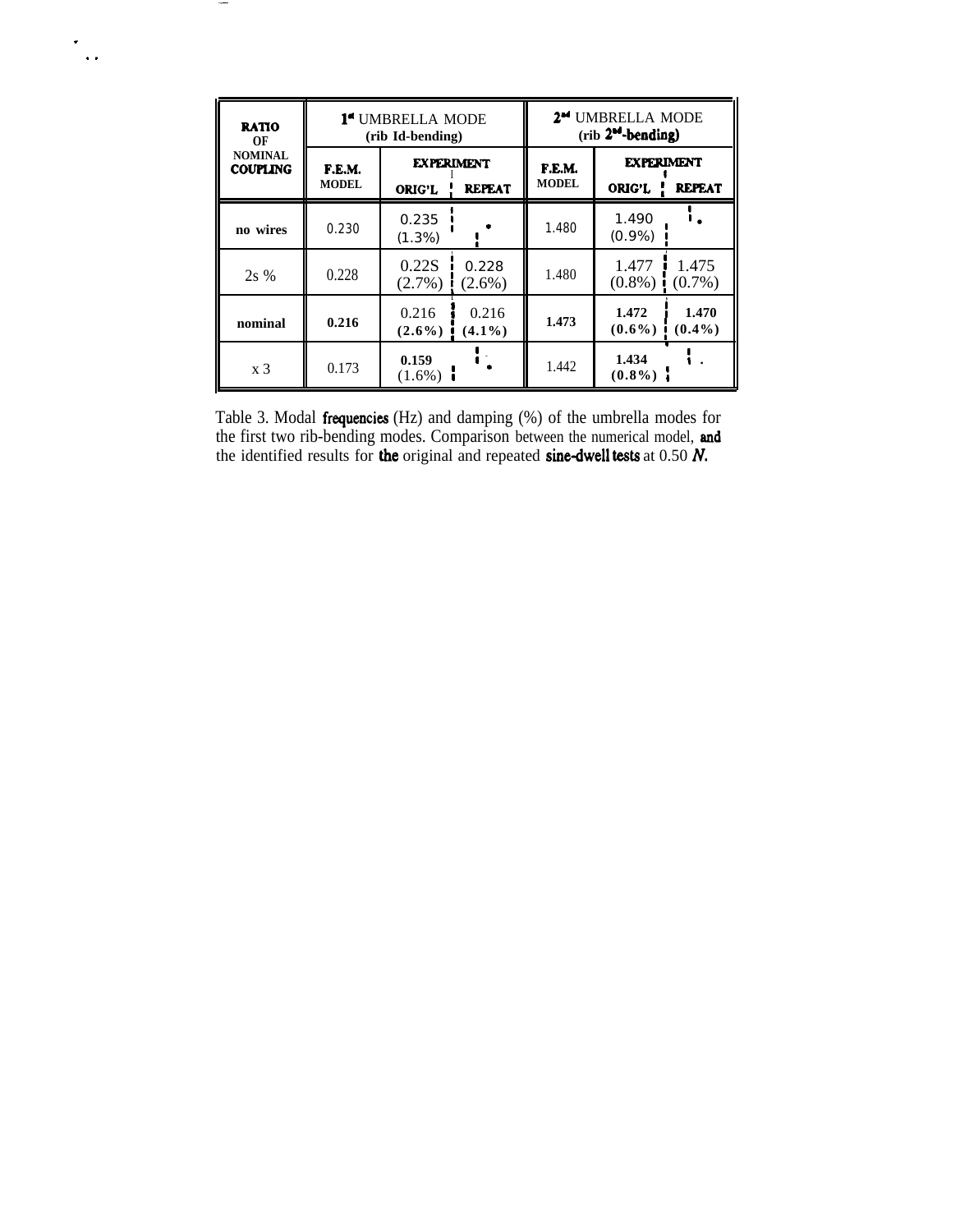| RATIO OF NOMINAL COUPLING | 1st UMBRELLA MODE (rib 1st-bending) | | | 2nd UMBRELLA MODE (rib 2nd-bending) | | |
|---|---|---|---|---|---|---|
| | F.E.M. MODEL | EXPERIMENT ORIG'L | EXPERIMENT REPEAT | F.E.M. MODEL | EXPERIMENT ORIG'L | EXPERIMENT REPEAT |
| no wires | 0.230 | 0.235 (1.3%) | • | 1.480 | 1.490 (0.9%) | • |
| 2s % | 0.228 | 0.22S (2.7%) | 0.228 (2.6%) | 1.480 | 1.477 (0.8%) | 1.475 (0.7%) |
| **nominal** | **0.216** | 0.216 **(2.6%)** | 0.216 **(4.1%)** | **1.473** | **1.472 (0.6%)** | **1.470 (0.4%)** |
| x 3 | 0.173 | **0.159** (1.6%) | • | 1.442 | **1.434 (0.8%)** | . |

Table 3. Modal frequencies (Hz) and damping (%) of the umbrella modes for the first two rib-bending modes. Comparison between the numerical model, and the identified results for the original and repeated sine-dwell tests at 0.50 *N*.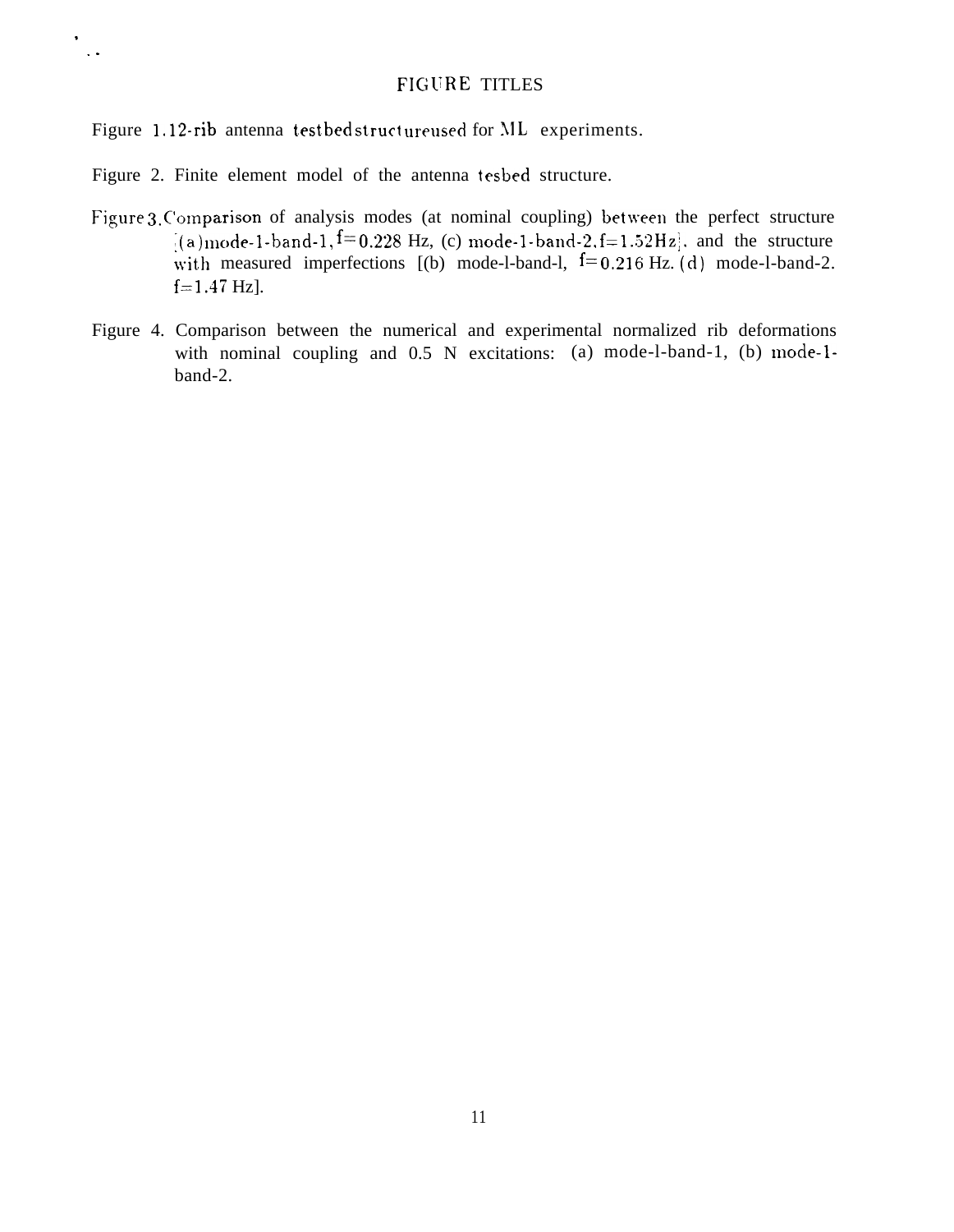# FIGURE TITLES

Figure 1. 12-rib antenna testbed structure used for ML experiments.

Figure 2. Finite element model of the antenna tesbed structure.

Figure 3. Comparison of analysis modes (at nominal coupling) between the perfect structure [(a) mode-1-band-1, f= 0.228 Hz, (c) mode-1-band-2, f= 1.52 Hz], and the structure with measured imperfections [(b) mode-l-band-l, f= 0.216 Hz. (d) mode-l-band-2. f= 1.47 Hz].

Figure 4. Comparison between the numerical and experimental normalized rib deformations with nominal coupling and 0.5 N excitations: (a) mode-l-band-1, (b) mode-1-band-2.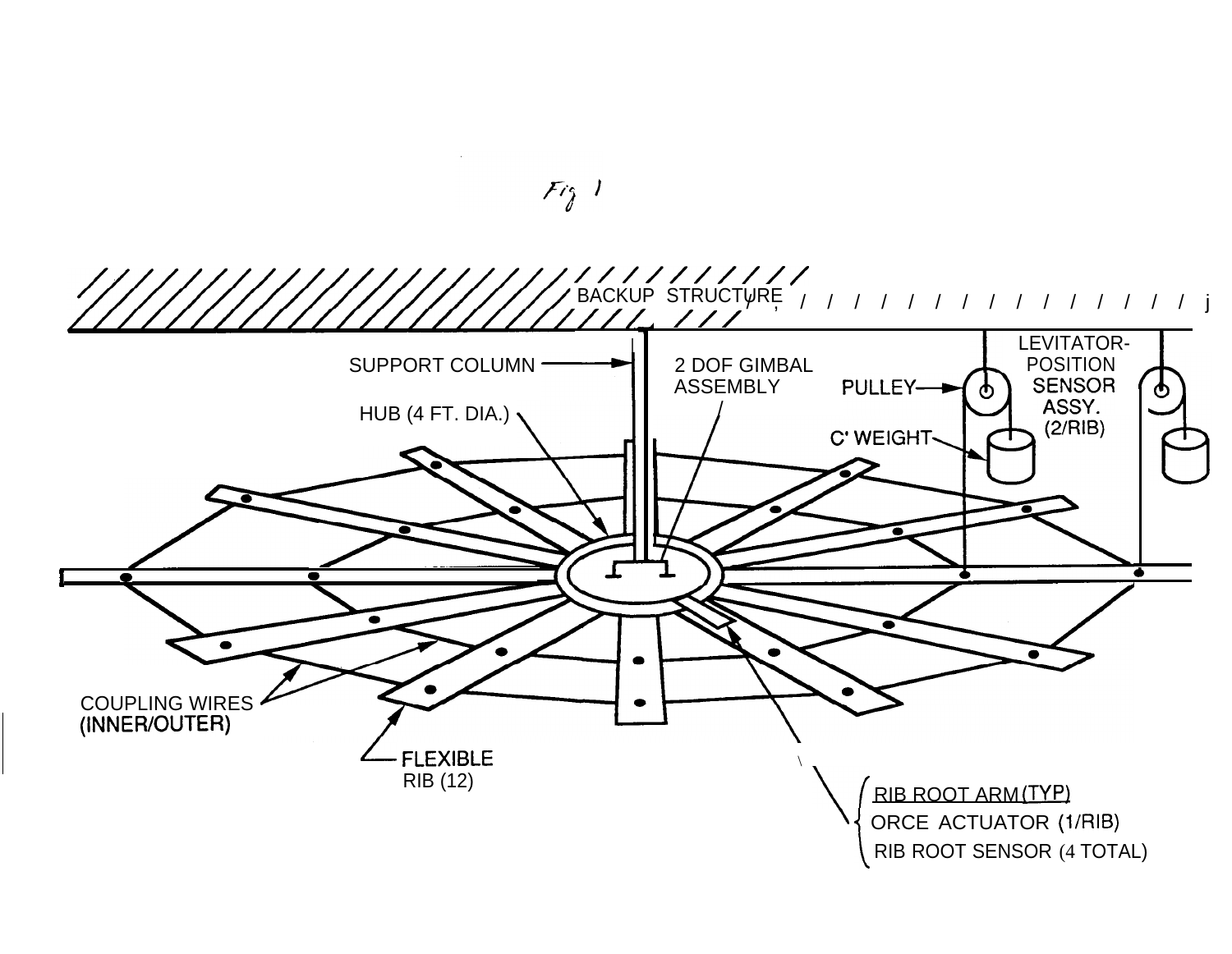Fig 1

BACKUP STRUCTURE

SUPPORT COLUMN

2 DOF GIMBAL ASSEMBLY

HUB (4 FT. DIA.)

PULLEY

LEVITATOR-POSITION SENSOR ASSY. (2/RIB)

C' WEIGHT

COUPLING WIRES (INNER/OUTER)

FLEXIBLE RIB (12)

RIB ROOT ARM (TYP)
ORCE ACTUATOR (1/RIB)
RIB ROOT SENSOR (4 TOTAL)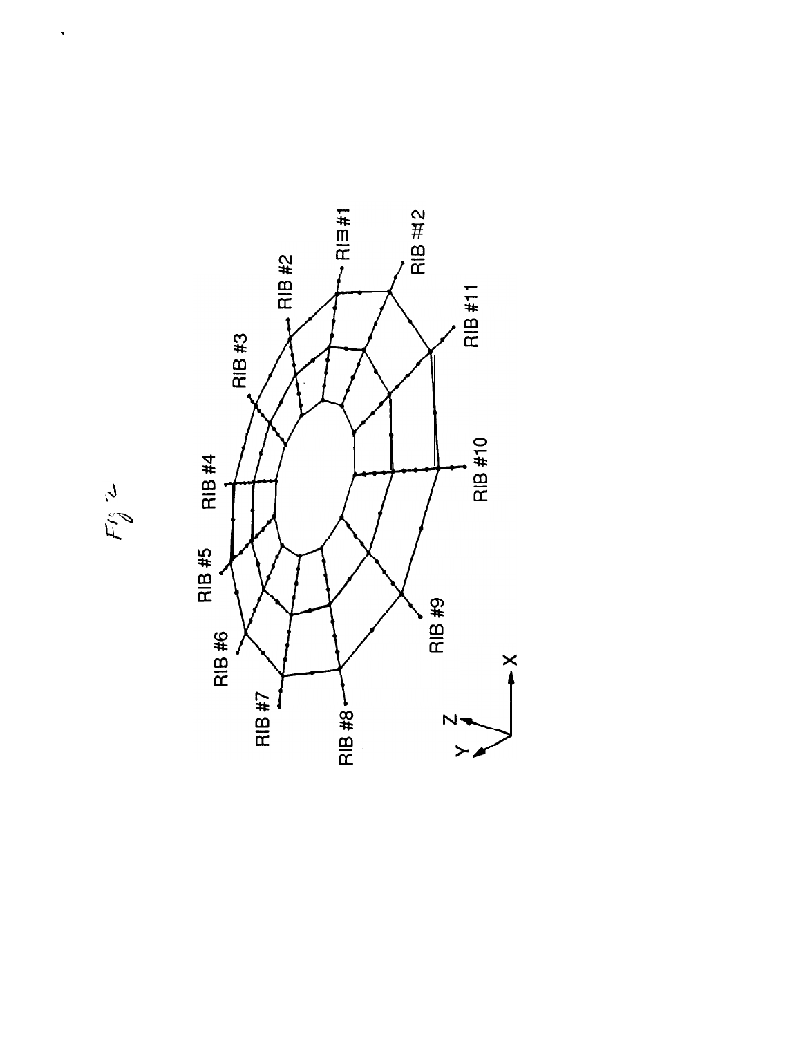Fig 2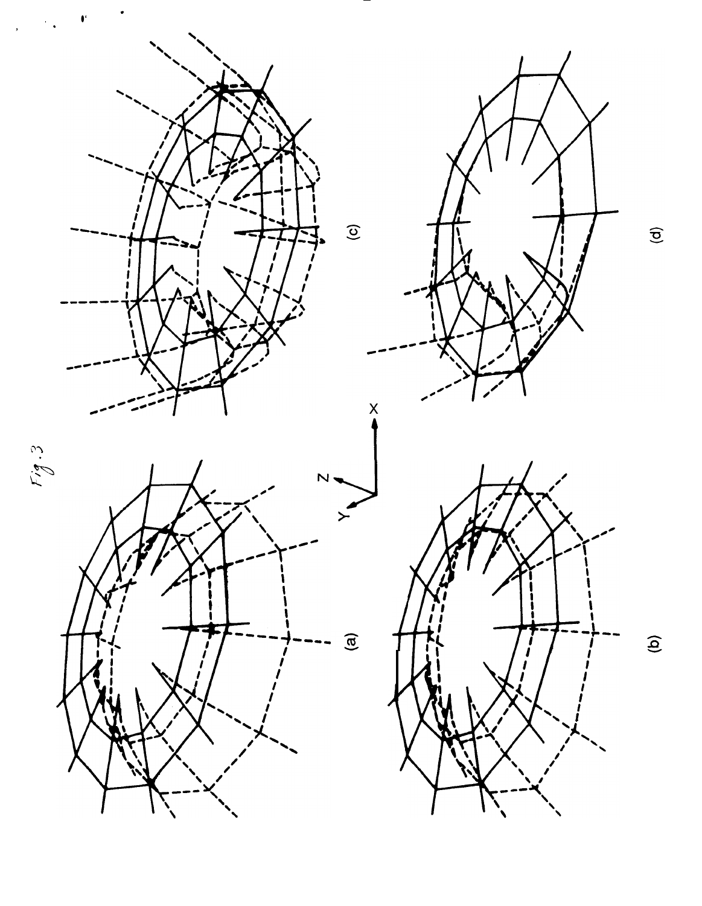Fig. 3

(a)

(b)

(c)

(d)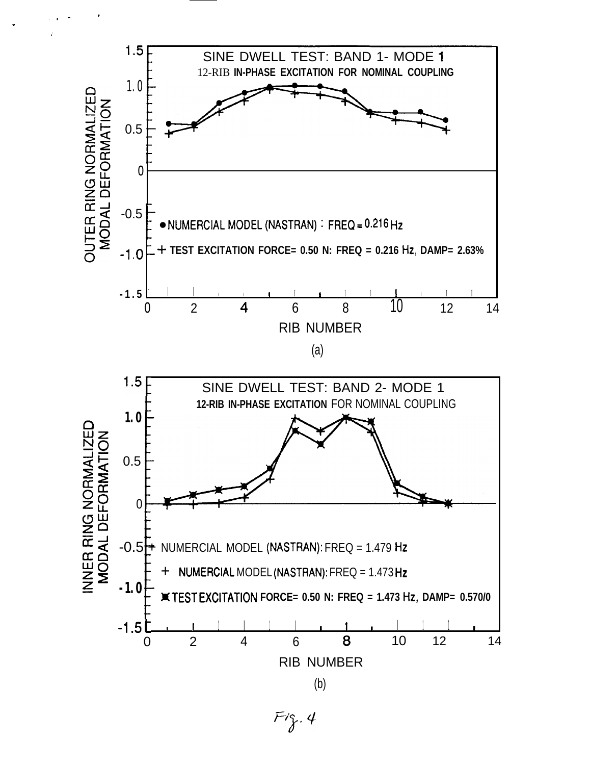SINE DWELL TEST: BAND 1- MODE 1

12-RIB IN-PHASE EXCITATION FOR NOMINAL COUPLING

OUTER RING NORMALIZED MODAL DEFORMATION

1.5
1.0
0.5
0
-0.5
-1.0
-1.5

● NUMERCIAL MODEL (NASTRAN) : FREQ = 0.216 Hz

+ TEST EXCITATION FORCE= 0.50 N: FREQ = 0.216 Hz, DAMP= 2.63%

0 2 4 6 8 10 12 14

RIB NUMBER

(a)

SINE DWELL TEST: BAND 2- MODE 1

12-RIB IN-PHASE EXCITATION FOR NOMINAL COUPLING

INNER RING NORMALIZED MODAL DEFORMATION

1.5
1.0
0.5
0
-0.5
-1.0
-1.5

+ NUMERCIAL MODEL (NASTRAN): FREQ = 1.479 Hz

+ NUMERCIAL MODEL (NASTRAN): FREQ = 1.473 Hz

✱ TEST EXCITATION FORCE= 0.50 N: FREQ = 1.473 Hz, DAMP= 0.570/0

0 2 4 6 8 10 12 14

RIB NUMBER

(b)

Fig. 4